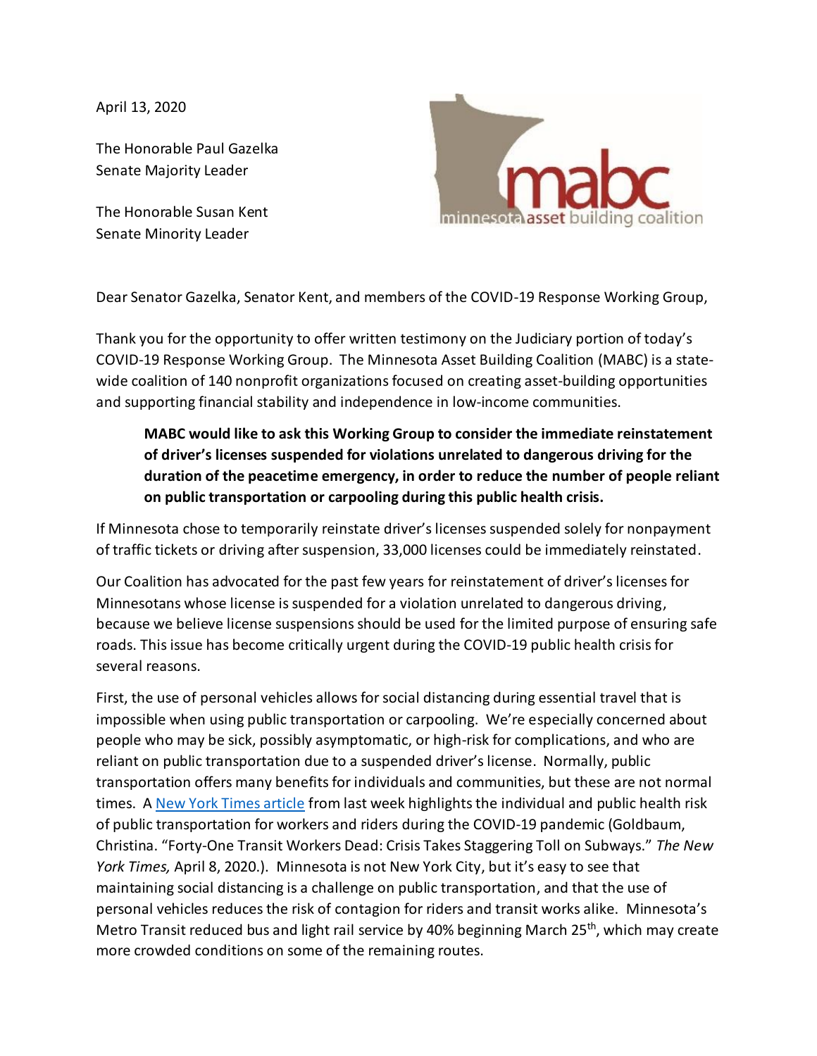April 13, 2020

The Honorable Paul Gazelka
Senate Majority Leader

The Honorable Susan Kent
Senate Minority Leader

mabc minnesota asset building coalition

Dear Senator Gazelka, Senator Kent, and members of the COVID-19 Response Working Group,

Thank you for the opportunity to offer written testimony on the Judiciary portion of today's COVID-19 Response Working Group. The Minnesota Asset Building Coalition (MABC) is a state-wide coalition of 140 nonprofit organizations focused on creating asset-building opportunities and supporting financial stability and independence in low-income communities.

> **MABC would like to ask this Working Group to consider the immediate reinstatement of driver's licenses suspended for violations unrelated to dangerous driving for the duration of the peacetime emergency, in order to reduce the number of people reliant on public transportation or carpooling during this public health crisis.**

If Minnesota chose to temporarily reinstate driver's licenses suspended solely for nonpayment of traffic tickets or driving after suspension, 33,000 licenses could be immediately reinstated.

Our Coalition has advocated for the past few years for reinstatement of driver's licenses for Minnesotans whose license is suspended for a violation unrelated to dangerous driving, because we believe license suspensions should be used for the limited purpose of ensuring safe roads. This issue has become critically urgent during the COVID-19 public health crisis for several reasons.

First, the use of personal vehicles allows for social distancing during essential travel that is impossible when using public transportation or carpooling. We're especially concerned about people who may be sick, possibly asymptomatic, or high-risk for complications, and who are reliant on public transportation due to a suspended driver's license. Normally, public transportation offers many benefits for individuals and communities, but these are not normal times. A New York Times article from last week highlights the individual and public health risk of public transportation for workers and riders during the COVID-19 pandemic (Goldbaum, Christina. "Forty-One Transit Workers Dead: Crisis Takes Staggering Toll on Subways." *The New York Times,* April 8, 2020.). Minnesota is not New York City, but it's easy to see that maintaining social distancing is a challenge on public transportation, and that the use of personal vehicles reduces the risk of contagion for riders and transit works alike. Minnesota's Metro Transit reduced bus and light rail service by 40% beginning March 25th, which may create more crowded conditions on some of the remaining routes.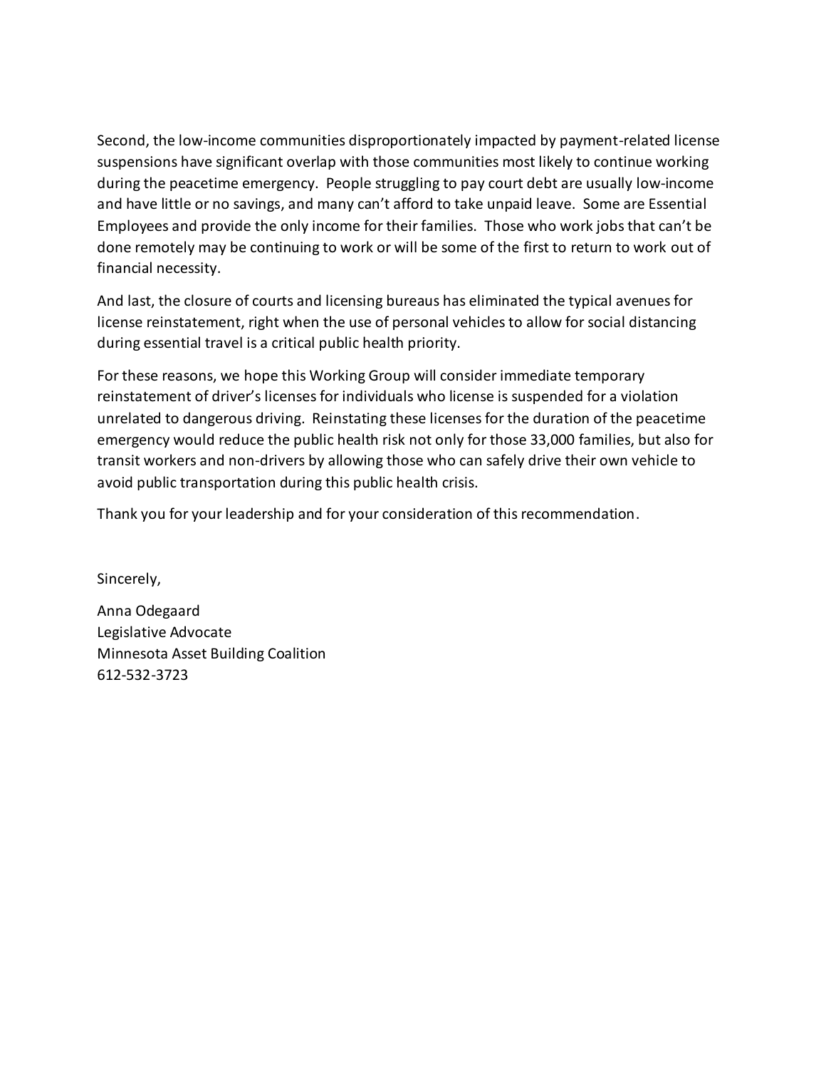Second, the low-income communities disproportionately impacted by payment-related license suspensions have significant overlap with those communities most likely to continue working during the peacetime emergency. People struggling to pay court debt are usually low-income and have little or no savings, and many can't afford to take unpaid leave. Some are Essential Employees and provide the only income for their families. Those who work jobs that can't be done remotely may be continuing to work or will be some of the first to return to work out of financial necessity.

And last, the closure of courts and licensing bureaus has eliminated the typical avenues for license reinstatement, right when the use of personal vehicles to allow for social distancing during essential travel is a critical public health priority.

For these reasons, we hope this Working Group will consider immediate temporary reinstatement of driver's licenses for individuals who license is suspended for a violation unrelated to dangerous driving. Reinstating these licenses for the duration of the peacetime emergency would reduce the public health risk not only for those 33,000 families, but also for transit workers and non-drivers by allowing those who can safely drive their own vehicle to avoid public transportation during this public health crisis.

Thank you for your leadership and for your consideration of this recommendation.

Sincerely,

Anna Odegaard  
Legislative Advocate  
Minnesota Asset Building Coalition  
612-532-3723